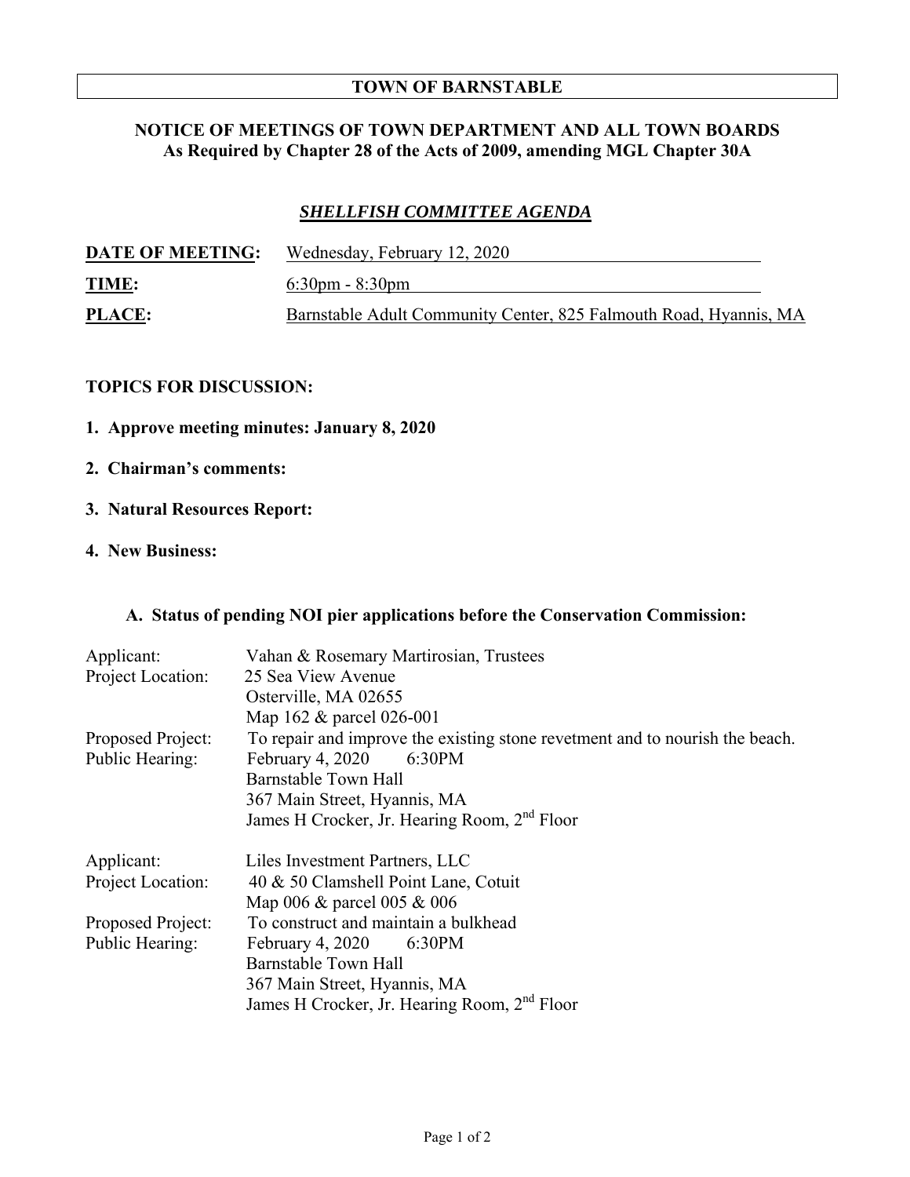# TOWN OF BARNSTABLE

## NOTICE OF MEETINGS OF TOWN DEPARTMENT AND ALL TOWN BOARDS
**As Required by Chapter 28 of the Acts of 2009, amending MGL Chapter 30A**

## *SHELLFISH COMMITTEE AGENDA*

**DATE OF MEETING:** Wednesday, February 12, 2020

**TIME:** 6:30pm - 8:30pm

**PLACE:** Barnstable Adult Community Center, 825 Falmouth Road, Hyannis, MA

**TOPICS FOR DISCUSSION:**

**1. Approve meeting minutes: January 8, 2020**

**2. Chairman's comments:**

**3. Natural Resources Report:**

**4. New Business:**

**A. Status of pending NOI pier applications before the Conservation Commission:**

Applicant: Vahan & Rosemary Martirosian, Trustees
Project Location: 25 Sea View Avenue
Osterville, MA 02655
Map 162 & parcel 026-001
Proposed Project: To repair and improve the existing stone revetment and to nourish the beach.
Public Hearing: February 4, 2020 6:30PM
Barnstable Town Hall
367 Main Street, Hyannis, MA
James H Crocker, Jr. Hearing Room, 2nd Floor

Applicant: Liles Investment Partners, LLC
Project Location: 40 & 50 Clamshell Point Lane, Cotuit
Map 006 & parcel 005 & 006
Proposed Project: To construct and maintain a bulkhead
Public Hearing: February 4, 2020 6:30PM
Barnstable Town Hall
367 Main Street, Hyannis, MA
James H Crocker, Jr. Hearing Room, 2nd Floor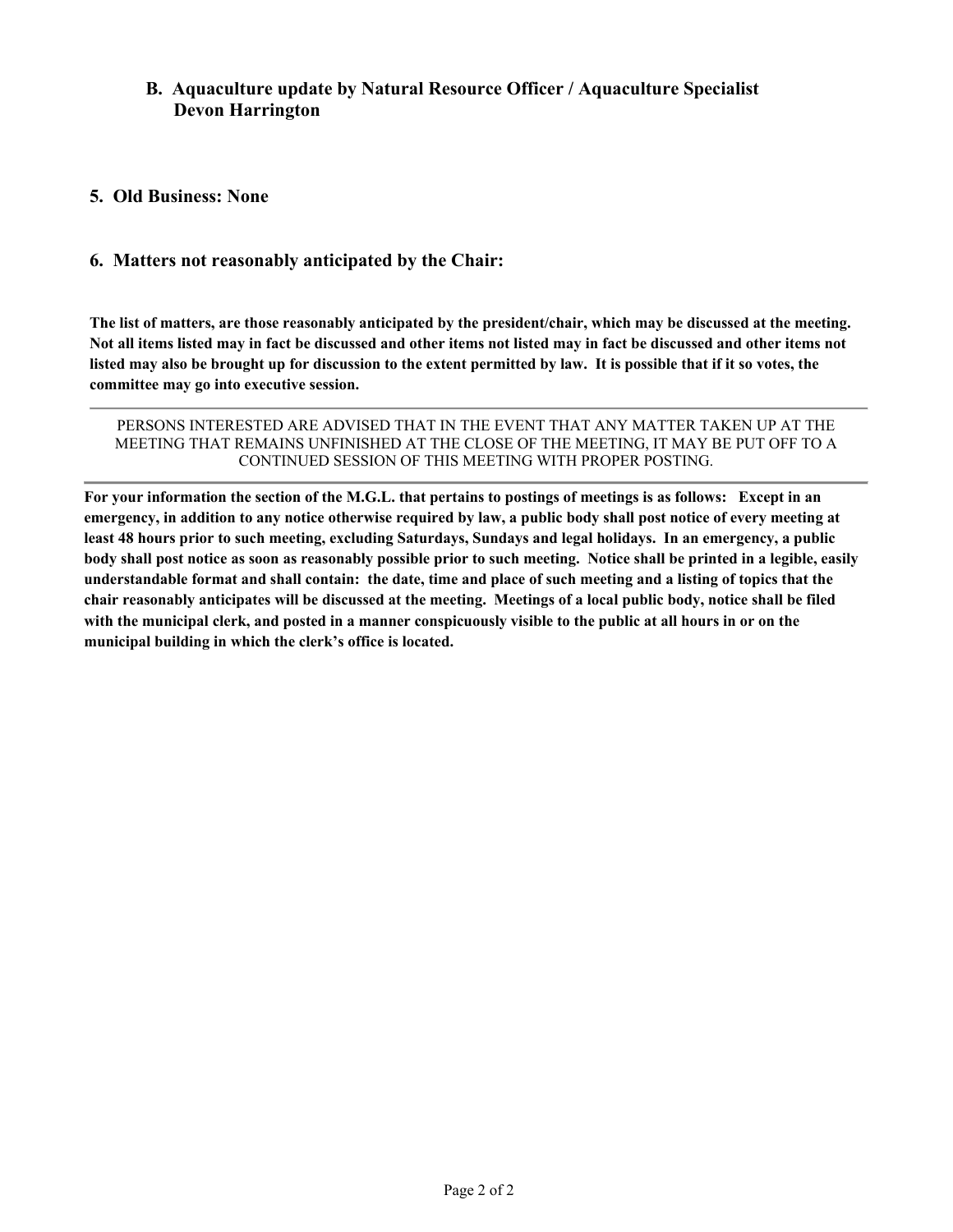**B. Aquaculture update by Natural Resource Officer / Aquaculture Specialist Devon Harrington**

**5. Old Business: None**

**6. Matters not reasonably anticipated by the Chair:**

**The list of matters, are those reasonably anticipated by the president/chair, which may be discussed at the meeting. Not all items listed may in fact be discussed and other items not listed may in fact be discussed and other items not listed may also be brought up for discussion to the extent permitted by law. It is possible that if it so votes, the committee may go into executive session.**

---

PERSONS INTERESTED ARE ADVISED THAT IN THE EVENT THAT ANY MATTER TAKEN UP AT THE MEETING THAT REMAINS UNFINISHED AT THE CLOSE OF THE MEETING, IT MAY BE PUT OFF TO A CONTINUED SESSION OF THIS MEETING WITH PROPER POSTING.

---

**For your information the section of the M.G.L. that pertains to postings of meetings is as follows: Except in an emergency, in addition to any notice otherwise required by law, a public body shall post notice of every meeting at least 48 hours prior to such meeting, excluding Saturdays, Sundays and legal holidays. In an emergency, a public body shall post notice as soon as reasonably possible prior to such meeting. Notice shall be printed in a legible, easily understandable format and shall contain: the date, time and place of such meeting and a listing of topics that the chair reasonably anticipates will be discussed at the meeting. Meetings of a local public body, notice shall be filed with the municipal clerk, and posted in a manner conspicuously visible to the public at all hours in or on the municipal building in which the clerk's office is located.**